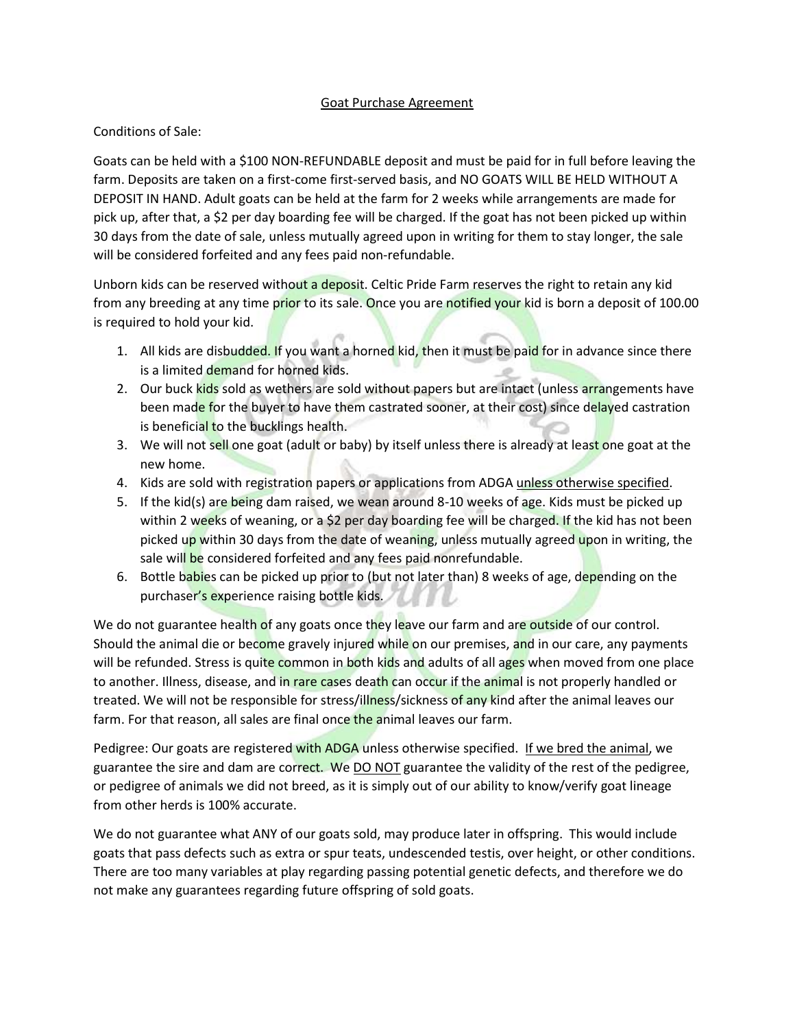# Goat Purchase Agreement

Conditions of Sale:

Goats can be held with a $100 NON-REFUNDABLE deposit and must be paid for in full before leaving the farm. Deposits are taken on a first-come first-served basis, and NO GOATS WILL BE HELD WITHOUT A DEPOSIT IN HAND. Adult goats can be held at the farm for 2 weeks while arrangements are made for pick up, after that, a $2 per day boarding fee will be charged. If the goat has not been picked up within 30 days from the date of sale, unless mutually agreed upon in writing for them to stay longer, the sale will be considered forfeited and any fees paid non-refundable.

Unborn kids can be reserved without a deposit. Celtic Pride Farm reserves the right to retain any kid from any breeding at any time prior to its sale. Once you are notified your kid is born a deposit of 100.00 is required to hold your kid.

1. All kids are disbudded. If you want a horned kid, then it must be paid for in advance since there is a limited demand for horned kids.
2. Our buck kids sold as wethers are sold without papers but are intact (unless arrangements have been made for the buyer to have them castrated sooner, at their cost) since delayed castration is beneficial to the bucklings health.
3. We will not sell one goat (adult or baby) by itself unless there is already at least one goat at the new home.
4. Kids are sold with registration papers or applications from ADGA <u>unless otherwise specified</u>.
5. If the kid(s) are being dam raised, we wean around 8-10 weeks of age. Kids must be picked up within 2 weeks of weaning, or a $2 per day boarding fee will be charged. If the kid has not been picked up within 30 days from the date of weaning, unless mutually agreed upon in writing, the sale will be considered forfeited and any fees paid nonrefundable.
6. Bottle babies can be picked up prior to (but not later than) 8 weeks of age, depending on the purchaser's experience raising bottle kids.

We do not guarantee health of any goats once they leave our farm and are outside of our control. Should the animal die or become gravely injured while on our premises, and in our care, any payments will be refunded. Stress is quite common in both kids and adults of all ages when moved from one place to another. Illness, disease, and in rare cases death can occur if the animal is not properly handled or treated. We will not be responsible for stress/illness/sickness of any kind after the animal leaves our farm. For that reason, all sales are final once the animal leaves our farm.

Pedigree: Our goats are registered with ADGA unless otherwise specified. <u>If we bred the animal</u>, we guarantee the sire and dam are correct. We <u>DO NOT</u> guarantee the validity of the rest of the pedigree, or pedigree of animals we did not breed, as it is simply out of our ability to know/verify goat lineage from other herds is 100% accurate.

We do not guarantee what ANY of our goats sold, may produce later in offspring. This would include goats that pass defects such as extra or spur teats, undescended testis, over height, or other conditions. There are too many variables at play regarding passing potential genetic defects, and therefore we do not make any guarantees regarding future offspring of sold goats.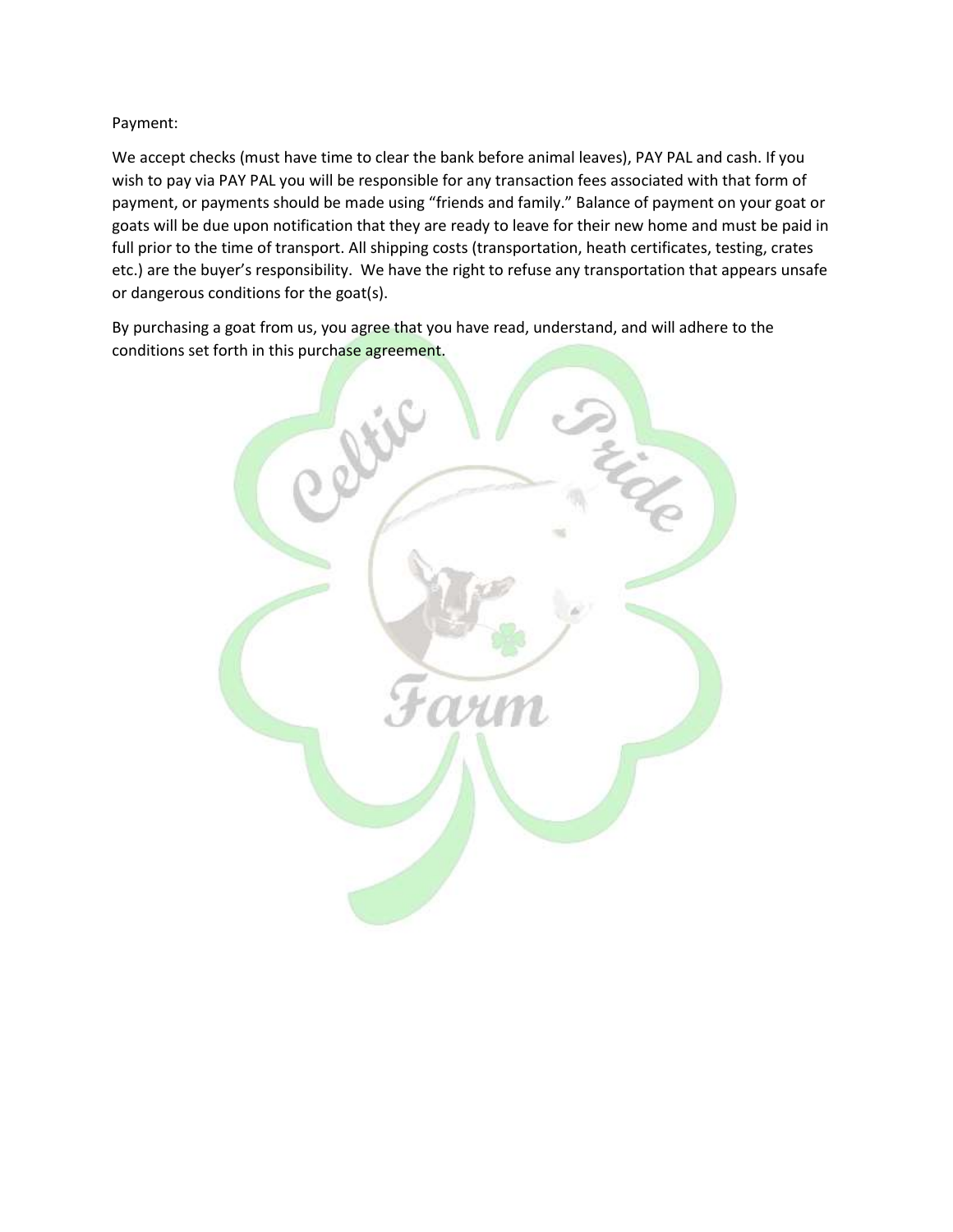Payment:

We accept checks (must have time to clear the bank before animal leaves), PAY PAL and cash. If you wish to pay via PAY PAL you will be responsible for any transaction fees associated with that form of payment, or payments should be made using "friends and family." Balance of payment on your goat or goats will be due upon notification that they are ready to leave for their new home and must be paid in full prior to the time of transport. All shipping costs (transportation, heath certificates, testing, crates etc.) are the buyer's responsibility. We have the right to refuse any transportation that appears unsafe or dangerous conditions for the goat(s).

By purchasing a goat from us, you agree that you have read, understand, and will adhere to the conditions set forth in this purchase agreement.